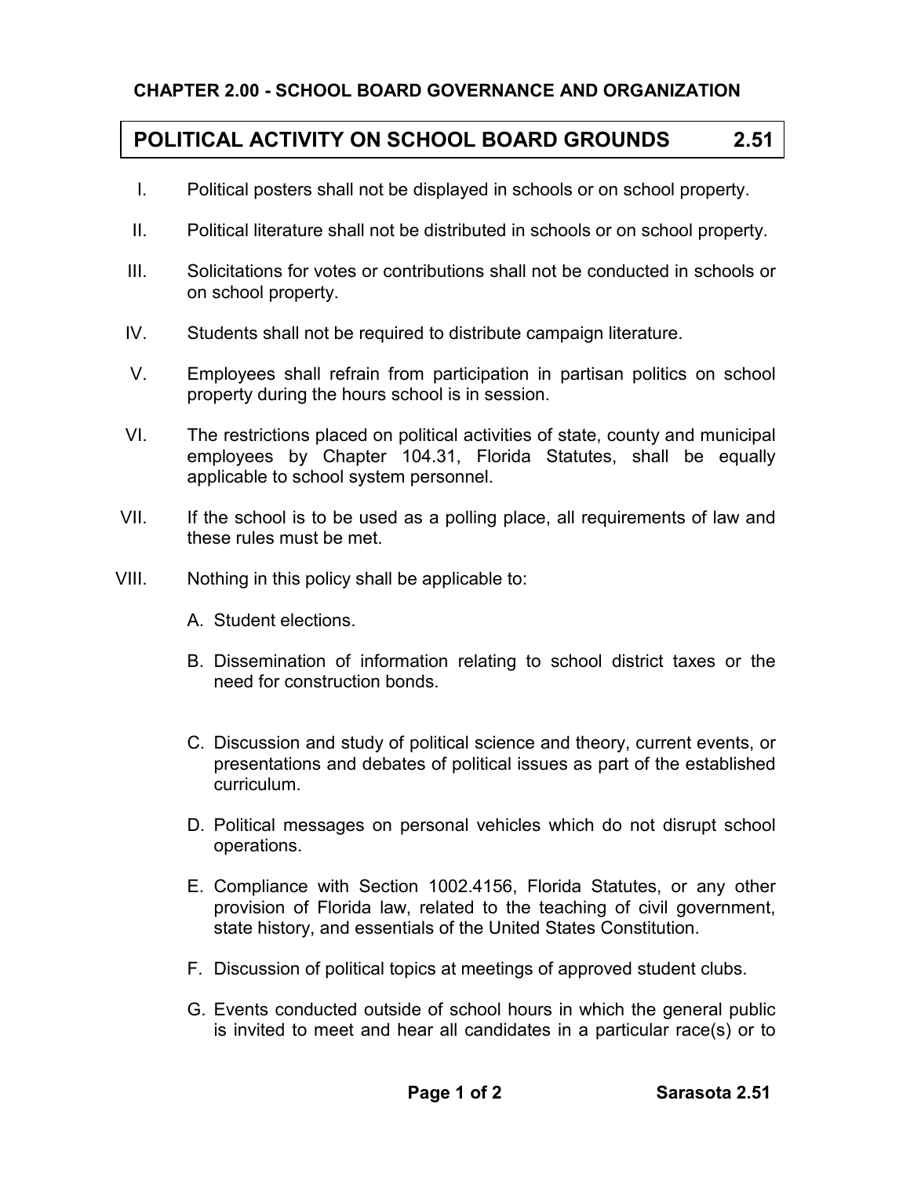## CHAPTER 2.00 - SCHOOL BOARD GOVERNANCE AND ORGANIZATION

# POLITICAL ACTIVITY ON SCHOOL BOARD GROUNDS 2.51

I. Political posters shall not be displayed in schools or on school property.

II. Political literature shall not be distributed in schools or on school property.

III. Solicitations for votes or contributions shall not be conducted in schools or on school property.

IV. Students shall not be required to distribute campaign literature.

V. Employees shall refrain from participation in partisan politics on school property during the hours school is in session.

VI. The restrictions placed on political activities of state, county and municipal employees by Chapter 104.31, Florida Statutes, shall be equally applicable to school system personnel.

VII. If the school is to be used as a polling place, all requirements of law and these rules must be met.

VIII. Nothing in this policy shall be applicable to:

A. Student elections.

B. Dissemination of information relating to school district taxes or the need for construction bonds.

C. Discussion and study of political science and theory, current events, or presentations and debates of political issues as part of the established curriculum.

D. Political messages on personal vehicles which do not disrupt school operations.

E. Compliance with Section 1002.4156, Florida Statutes, or any other provision of Florida law, related to the teaching of civil government, state history, and essentials of the United States Constitution.

F. Discussion of political topics at meetings of approved student clubs.

G. Events conducted outside of school hours in which the general public is invited to meet and hear all candidates in a particular race(s) or to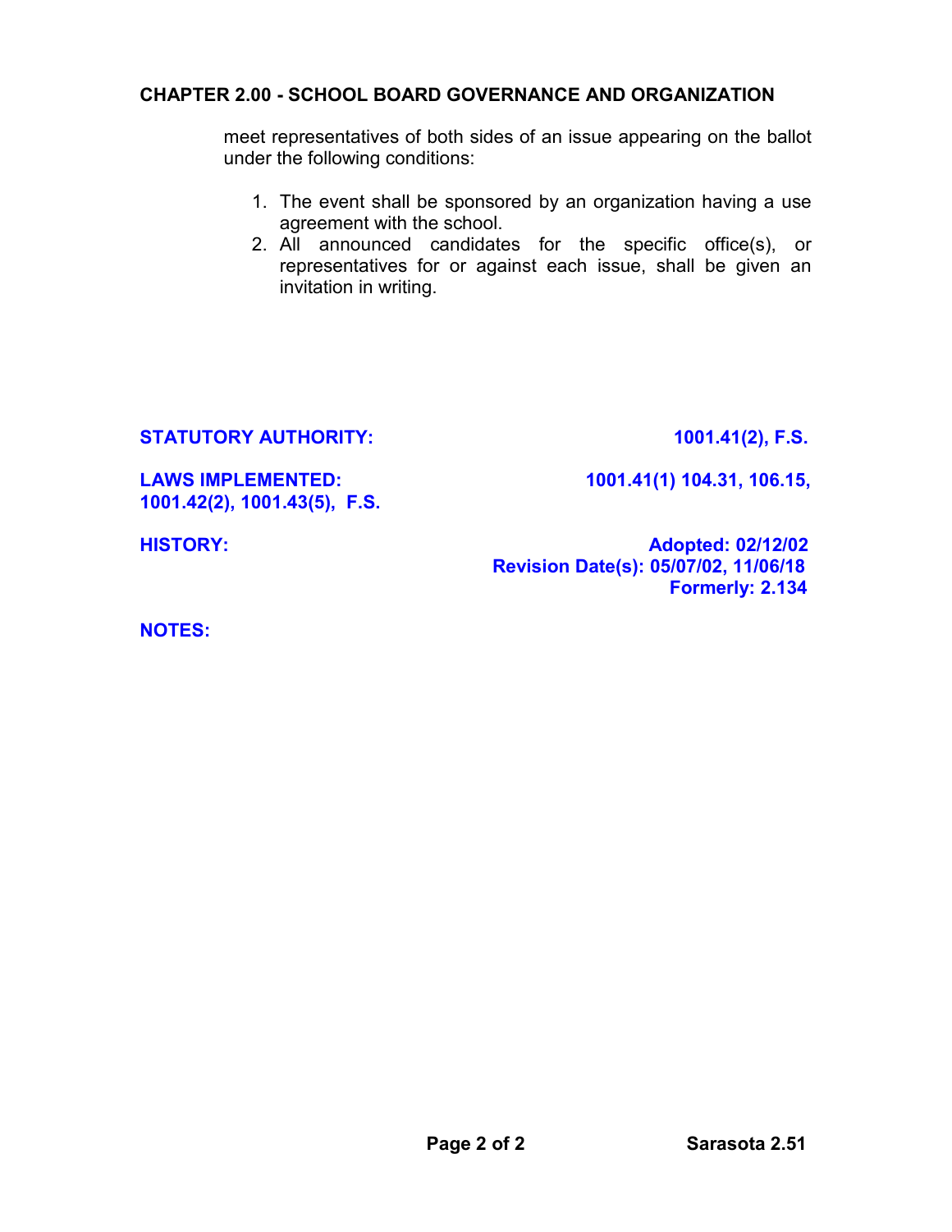meet representatives of both sides of an issue appearing on the ballot under the following conditions:

1. The event shall be sponsored by an organization having a use agreement with the school.
2. All announced candidates for the specific office(s), or representatives for or against each issue, shall be given an invitation in writing.

**STATUTORY AUTHORITY:** **1001.41(2), F.S.**

**LAWS IMPLEMENTED:** **1001.41(1) 104.31, 106.15, 1001.42(2), 1001.43(5), F.S.**

**HISTORY:** **Adopted: 02/12/02**
**Revision Date(s): 05/07/02, 11/06/18**
**Formerly: 2.134**

**NOTES:**